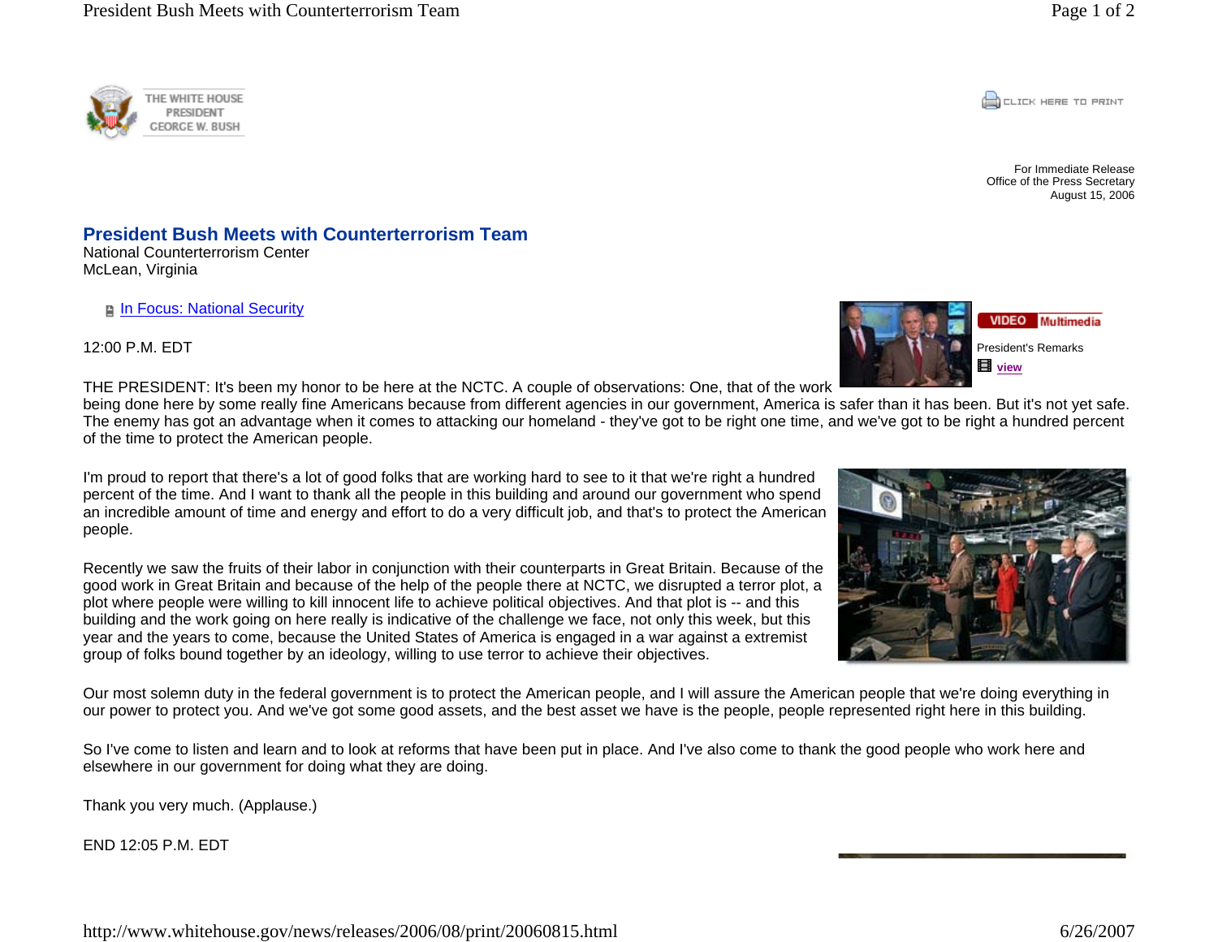THE WHITE HOUSE
PRESIDENT
GEORGE W. BUSH

CLICK HERE TO PRINT

For Immediate Release
Office of the Press Secretary
August 15, 2006

# President Bush Meets with Counterterrorism Team

National Counterterrorism Center
McLean, Virginia

In Focus: National Security

VIDEO Multimedia

President's Remarks

view

12:00 P.M. EDT

THE PRESIDENT: It's been my honor to be here at the NCTC. A couple of observations: One, that of the work being done here by some really fine Americans because from different agencies in our government, America is safer than it has been. But it's not yet safe. The enemy has got an advantage when it comes to attacking our homeland - they've got to be right one time, and we've got to be right a hundred percent of the time to protect the American people.

I'm proud to report that there's a lot of good folks that are working hard to see to it that we're right a hundred percent of the time. And I want to thank all the people in this building and around our government who spend an incredible amount of time and energy and effort to do a very difficult job, and that's to protect the American people.

Recently we saw the fruits of their labor in conjunction with their counterparts in Great Britain. Because of the good work in Great Britain and because of the help of the people there at NCTC, we disrupted a terror plot, a plot where people were willing to kill innocent life to achieve political objectives. And that plot is -- and this building and the work going on here really is indicative of the challenge we face, not only this week, but this year and the years to come, because the United States of America is engaged in a war against a extremist group of folks bound together by an ideology, willing to use terror to achieve their objectives.

Our most solemn duty in the federal government is to protect the American people, and I will assure the American people that we're doing everything in our power to protect you. And we've got some good assets, and the best asset we have is the people, people represented right here in this building.

So I've come to listen and learn and to look at reforms that have been put in place. And I've also come to thank the good people who work here and elsewhere in our government for doing what they are doing.

Thank you very much. (Applause.)

END 12:05 P.M. EDT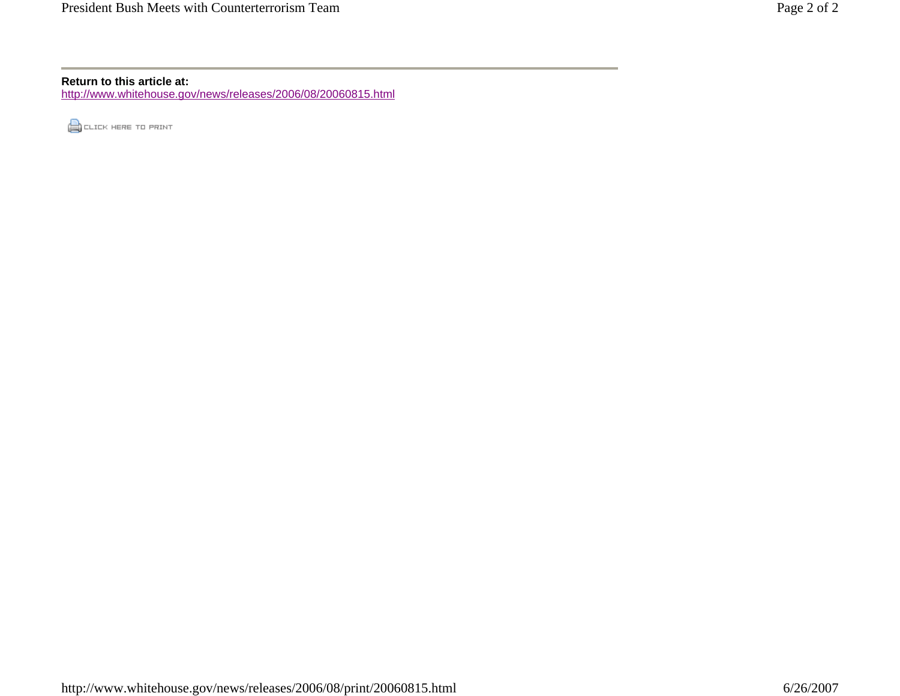---

**Return to this article at:**
http://www.whitehouse.gov/news/releases/2006/08/20060815.html

CLICK HERE TO PRINT